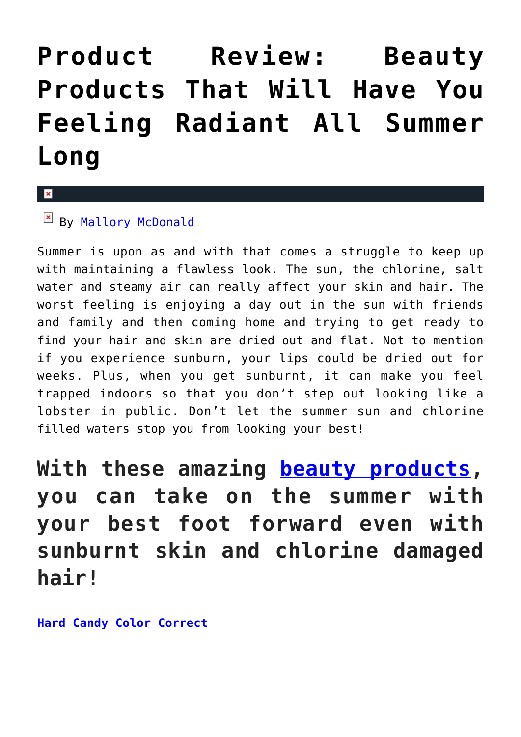# Product Review: Beauty Products That Will Have You Feeling Radiant All Summer Long

By Mallory McDonald

Summer is upon as and with that comes a struggle to keep up with maintaining a flawless look. The sun, the chlorine, salt water and steamy air can really affect your skin and hair. The worst feeling is enjoying a day out in the sun with friends and family and then coming home and trying to get ready to find your hair and skin are dried out and flat. Not to mention if you experience sunburn, your lips could be dried out for weeks. Plus, when you get sunburnt, it can make you feel trapped indoors so that you don't step out looking like a lobster in public. Don't let the summer sun and chlorine filled waters stop you from looking your best!

## With these amazing beauty products, you can take on the summer with your best foot forward even with sunburnt skin and chlorine damaged hair!

**Hard Candy Color Correct**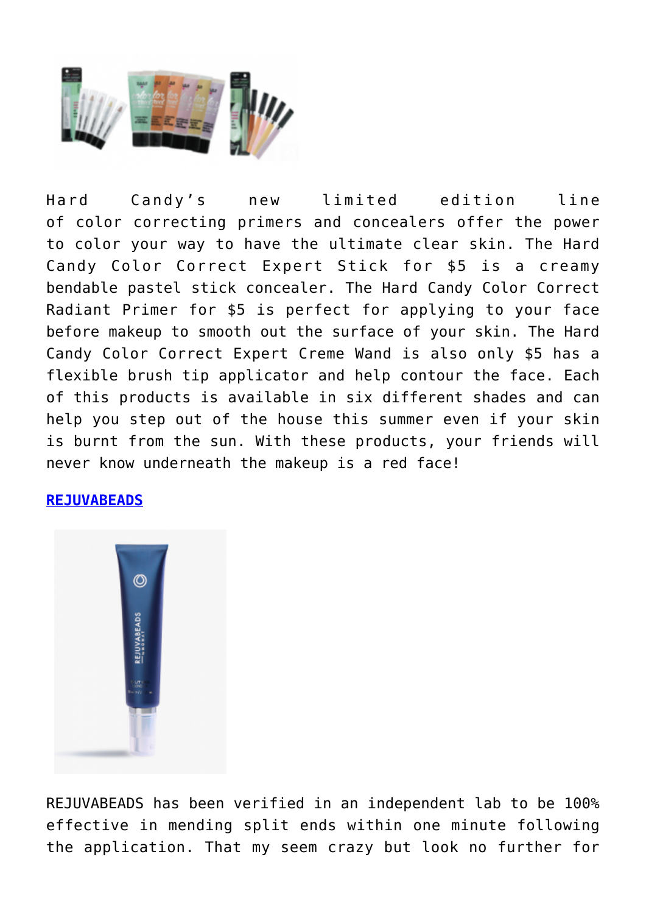Hard Candy's new limited edition line of color correcting primers and concealers offer the power to color your way to have the ultimate clear skin. The Hard Candy Color Correct Expert Stick for $5 is a creamy bendable pastel stick concealer. The Hard Candy Color Correct Radiant Primer for $5 is perfect for applying to your face before makeup to smooth out the surface of your skin. The Hard Candy Color Correct Expert Creme Wand is also only $5 has a flexible brush tip applicator and help contour the face. Each of this products is available in six different shades and can help you step out of the house this summer even if your skin is burnt from the sun. With these products, your friends will never know underneath the makeup is a red face!

**REJUVABEADS**

REJUVABEADS has been verified in an independent lab to be 100% effective in mending split ends within one minute following the application. That my seem crazy but look no further for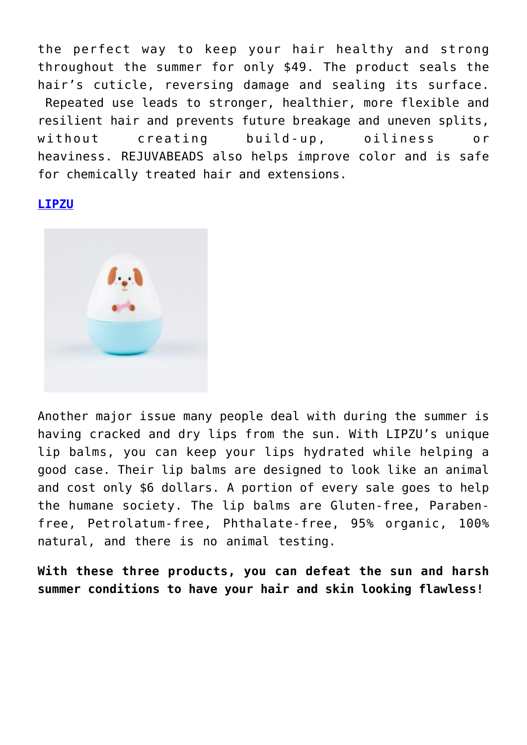the perfect way to keep your hair healthy and strong throughout the summer for only $49. The product seals the hair's cuticle, reversing damage and sealing its surface. Repeated use leads to stronger, healthier, more flexible and resilient hair and prevents future breakage and uneven splits, without creating build-up, oiliness or heaviness. REJUVABEADS also helps improve color and is safe for chemically treated hair and extensions.

**LIPZU**

Another major issue many people deal with during the summer is having cracked and dry lips from the sun. With LIPZU's unique lip balms, you can keep your lips hydrated while helping a good case. Their lip balms are designed to look like an animal and cost only $6 dollars. A portion of every sale goes to help the humane society. The lip balms are Gluten-free, Paraben-free, Petrolatum-free, Phthalate-free, 95% organic, 100% natural, and there is no animal testing.

**With these three products, you can defeat the sun and harsh summer conditions to have your hair and skin looking flawless!**